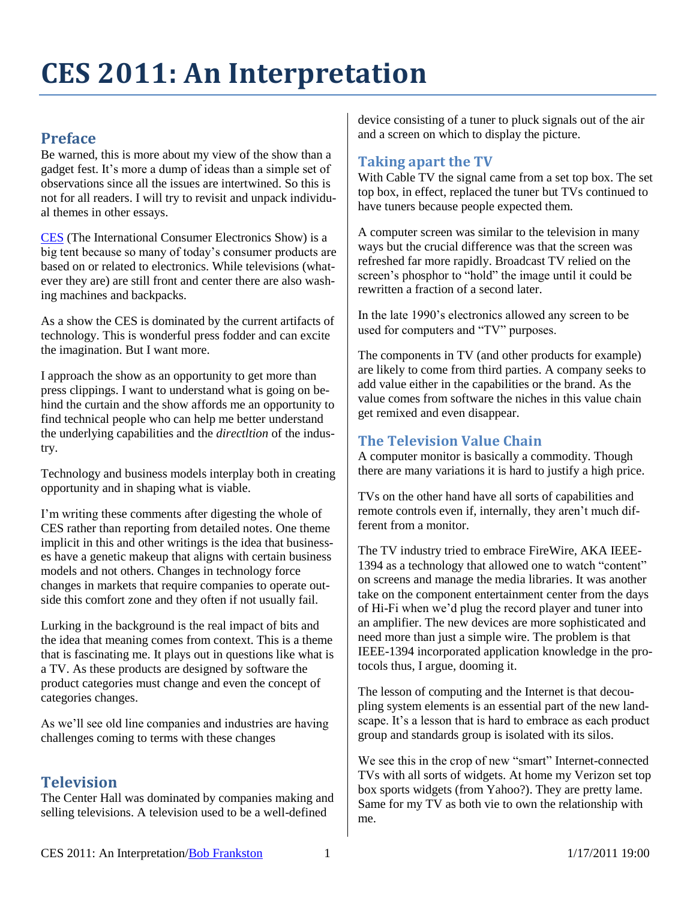# CES 2011: An Interpretation

## Preface

Be warned, this is more about my view of the show than a gadget fest. It's more a dump of ideas than a simple set of observations since all the issues are intertwined. So this is not for all readers. I will try to revisit and unpack individual themes in other essays.

CES (The International Consumer Electronics Show) is a big tent because so many of today's consumer products are based on or related to electronics. While televisions (whatever they are) are still front and center there are also washing machines and backpacks.

As a show the CES is dominated by the current artifacts of technology. This is wonderful press fodder and can excite the imagination. But I want more.

I approach the show as an opportunity to get more than press clippings. I want to understand what is going on behind the curtain and the show affords me an opportunity to find technical people who can help me better understand the underlying capabilities and the *directltion* of the industry.

Technology and business models interplay both in creating opportunity and in shaping what is viable.

I'm writing these comments after digesting the whole of CES rather than reporting from detailed notes. One theme implicit in this and other writings is the idea that businesses have a genetic makeup that aligns with certain business models and not others. Changes in technology force changes in markets that require companies to operate outside this comfort zone and they often if not usually fail.

Lurking in the background is the real impact of bits and the idea that meaning comes from context. This is a theme that is fascinating me. It plays out in questions like what is a TV. As these products are designed by software the product categories must change and even the concept of categories changes.

As we'll see old line companies and industries are having challenges coming to terms with these changes

## Television

The Center Hall was dominated by companies making and selling televisions. A television used to be a well-defined device consisting of a tuner to pluck signals out of the air and a screen on which to display the picture.

### Taking apart the TV

With Cable TV the signal came from a set top box. The set top box, in effect, replaced the tuner but TVs continued to have tuners because people expected them.

A computer screen was similar to the television in many ways but the crucial difference was that the screen was refreshed far more rapidly. Broadcast TV relied on the screen's phosphor to "hold" the image until it could be rewritten a fraction of a second later.

In the late 1990's electronics allowed any screen to be used for computers and "TV" purposes.

The components in TV (and other products for example) are likely to come from third parties. A company seeks to add value either in the capabilities or the brand. As the value comes from software the niches in this value chain get remixed and even disappear.

### The Television Value Chain

A computer monitor is basically a commodity. Though there are many variations it is hard to justify a high price.

TVs on the other hand have all sorts of capabilities and remote controls even if, internally, they aren't much different from a monitor.

The TV industry tried to embrace FireWire, AKA IEEE-1394 as a technology that allowed one to watch "content" on screens and manage the media libraries. It was another take on the component entertainment center from the days of Hi-Fi when we'd plug the record player and tuner into an amplifier. The new devices are more sophisticated and need more than just a simple wire. The problem is that IEEE-1394 incorporated application knowledge in the protocols thus, I argue, dooming it.

The lesson of computing and the Internet is that decoupling system elements is an essential part of the new landscape. It's a lesson that is hard to embrace as each product group and standards group is isolated with its silos.

We see this in the crop of new "smart" Internet-connected TVs with all sorts of widgets. At home my Verizon set top box sports widgets (from Yahoo?). They are pretty lame. Same for my TV as both vie to own the relationship with me.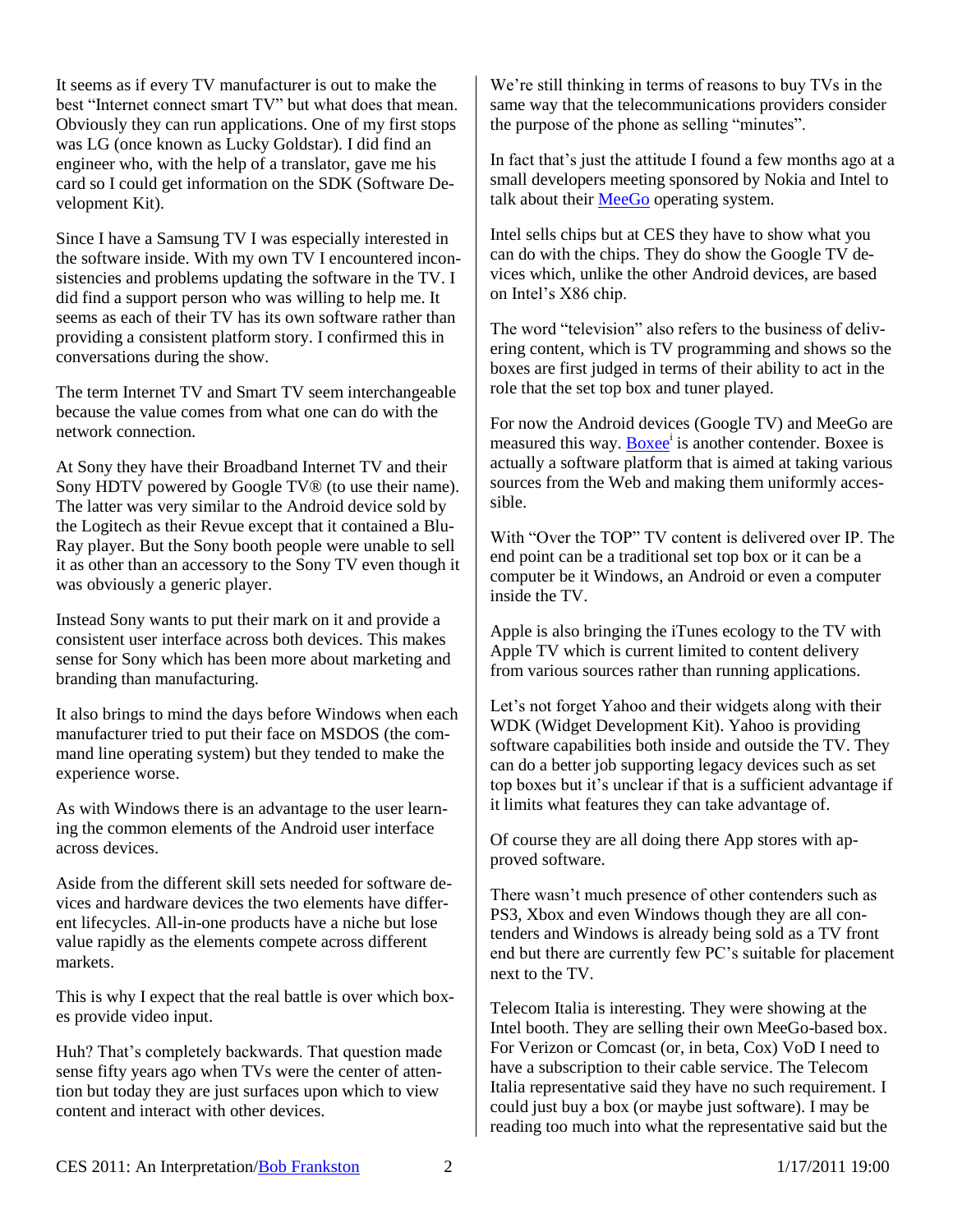It seems as if every TV manufacturer is out to make the best "Internet connect smart TV" but what does that mean. Obviously they can run applications. One of my first stops was LG (once known as Lucky Goldstar). I did find an engineer who, with the help of a translator, gave me his card so I could get information on the SDK (Software Development Kit).

Since I have a Samsung TV I was especially interested in the software inside. With my own TV I encountered inconsistencies and problems updating the software in the TV. I did find a support person who was willing to help me. It seems as each of their TV has its own software rather than providing a consistent platform story. I confirmed this in conversations during the show.

The term Internet TV and Smart TV seem interchangeable because the value comes from what one can do with the network connection.

At Sony they have their Broadband Internet TV and their Sony HDTV powered by Google TV® (to use their name). The latter was very similar to the Android device sold by the Logitech as their Revue except that it contained a Blu-Ray player. But the Sony booth people were unable to sell it as other than an accessory to the Sony TV even though it was obviously a generic player.

Instead Sony wants to put their mark on it and provide a consistent user interface across both devices. This makes sense for Sony which has been more about marketing and branding than manufacturing.

It also brings to mind the days before Windows when each manufacturer tried to put their face on MSDOS (the command line operating system) but they tended to make the experience worse.

As with Windows there is an advantage to the user learning the common elements of the Android user interface across devices.

Aside from the different skill sets needed for software devices and hardware devices the two elements have different lifecycles. All-in-one products have a niche but lose value rapidly as the elements compete across different markets.

This is why I expect that the real battle is over which boxes provide video input.

Huh? That's completely backwards. That question made sense fifty years ago when TVs were the center of attention but today they are just surfaces upon which to view content and interact with other devices.

We're still thinking in terms of reasons to buy TVs in the same way that the telecommunications providers consider the purpose of the phone as selling "minutes".

In fact that's just the attitude I found a few months ago at a small developers meeting sponsored by Nokia and Intel to talk about their MeeGo operating system.

Intel sells chips but at CES they have to show what you can do with the chips. They do show the Google TV devices which, unlike the other Android devices, are based on Intel's X86 chip.

The word "television" also refers to the business of delivering content, which is TV programming and shows so the boxes are first judged in terms of their ability to act in the role that the set top box and tuner played.

For now the Android devices (Google TV) and MeeGo are measured this way. Boxee[i] is another contender. Boxee is actually a software platform that is aimed at taking various sources from the Web and making them uniformly accessible.

With "Over the TOP" TV content is delivered over IP. The end point can be a traditional set top box or it can be a computer be it Windows, an Android or even a computer inside the TV.

Apple is also bringing the iTunes ecology to the TV with Apple TV which is current limited to content delivery from various sources rather than running applications.

Let's not forget Yahoo and their widgets along with their WDK (Widget Development Kit). Yahoo is providing software capabilities both inside and outside the TV. They can do a better job supporting legacy devices such as set top boxes but it's unclear if that is a sufficient advantage if it limits what features they can take advantage of.

Of course they are all doing there App stores with approved software.

There wasn't much presence of other contenders such as PS3, Xbox and even Windows though they are all contenders and Windows is already being sold as a TV front end but there are currently few PC's suitable for placement next to the TV.

Telecom Italia is interesting. They were showing at the Intel booth. They are selling their own MeeGo-based box. For Verizon or Comcast (or, in beta, Cox) VoD I need to have a subscription to their cable service. The Telecom Italia representative said they have no such requirement. I could just buy a box (or maybe just software). I may be reading too much into what the representative said but the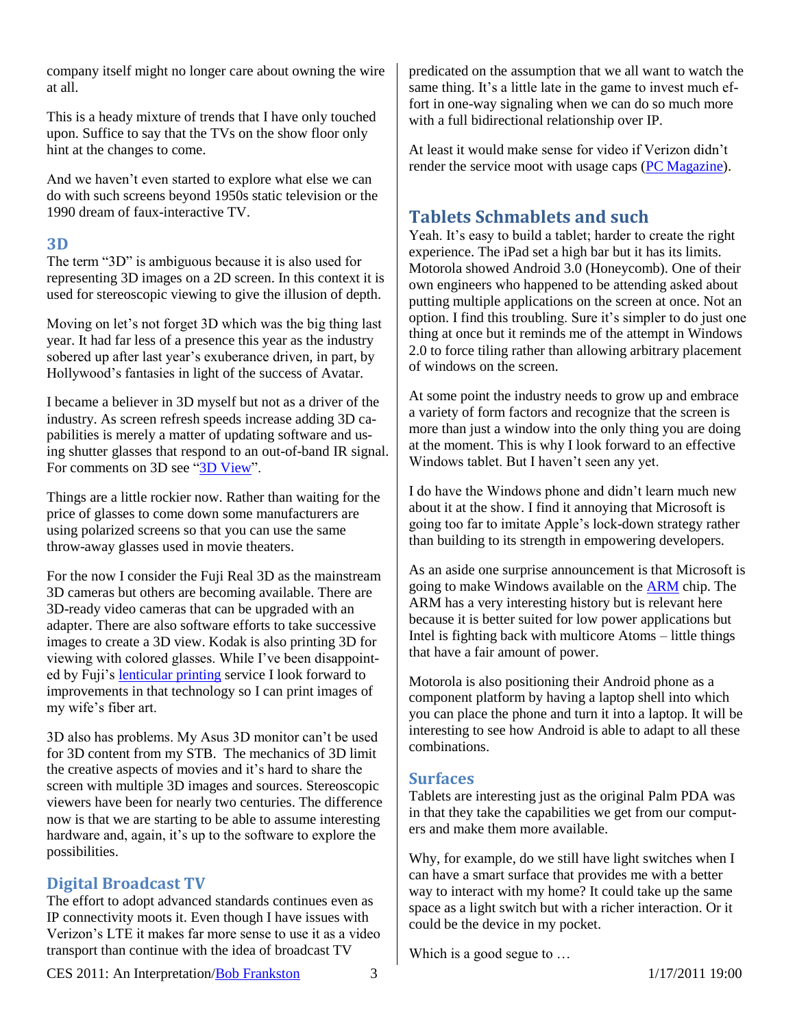company itself might no longer care about owning the wire at all.

This is a heady mixture of trends that I have only touched upon. Suffice to say that the TVs on the show floor only hint at the changes to come.

And we haven't even started to explore what else we can do with such screens beyond 1950s static television or the 1990 dream of faux-interactive TV.

## 3D

The term "3D" is ambiguous because it is also used for representing 3D images on a 2D screen. In this context it is used for stereoscopic viewing to give the illusion of depth.

Moving on let's not forget 3D which was the big thing last year. It had far less of a presence this year as the industry sobered up after last year's exuberance driven, in part, by Hollywood's fantasies in light of the success of Avatar.

I became a believer in 3D myself but not as a driver of the industry. As screen refresh speeds increase adding 3D capabilities is merely a matter of updating software and using shutter glasses that respond to an out-of-band IR signal. For comments on 3D see "3D View".

Things are a little rockier now. Rather than waiting for the price of glasses to come down some manufacturers are using polarized screens so that you can use the same throw-away glasses used in movie theaters.

For the now I consider the Fuji Real 3D as the mainstream 3D cameras but others are becoming available. There are 3D-ready video cameras that can be upgraded with an adapter. There are also software efforts to take successive images to create a 3D view. Kodak is also printing 3D for viewing with colored glasses. While I've been disappointed by Fuji's lenticular printing service I look forward to improvements in that technology so I can print images of my wife's fiber art.

3D also has problems. My Asus 3D monitor can't be used for 3D content from my STB. The mechanics of 3D limit the creative aspects of movies and it's hard to share the screen with multiple 3D images and sources. Stereoscopic viewers have been for nearly two centuries. The difference now is that we are starting to be able to assume interesting hardware and, again, it's up to the software to explore the possibilities.

## Digital Broadcast TV

The effort to adopt advanced standards continues even as IP connectivity moots it. Even though I have issues with Verizon's LTE it makes far more sense to use it as a video transport than continue with the idea of broadcast TV predicated on the assumption that we all want to watch the same thing. It's a little late in the game to invest much effort in one-way signaling when we can do so much more with a full bidirectional relationship over IP.

At least it would make sense for video if Verizon didn't render the service moot with usage caps (PC Magazine).

## Tablets Schmablets and such

Yeah. It's easy to build a tablet; harder to create the right experience. The iPad set a high bar but it has its limits. Motorola showed Android 3.0 (Honeycomb). One of their own engineers who happened to be attending asked about putting multiple applications on the screen at once. Not an option. I find this troubling. Sure it's simpler to do just one thing at once but it reminds me of the attempt in Windows 2.0 to force tiling rather than allowing arbitrary placement of windows on the screen.

At some point the industry needs to grow up and embrace a variety of form factors and recognize that the screen is more than just a window into the only thing you are doing at the moment. This is why I look forward to an effective Windows tablet. But I haven't seen any yet.

I do have the Windows phone and didn't learn much new about it at the show. I find it annoying that Microsoft is going too far to imitate Apple's lock-down strategy rather than building to its strength in empowering developers.

As an aside one surprise announcement is that Microsoft is going to make Windows available on the ARM chip. The ARM has a very interesting history but is relevant here because it is better suited for low power applications but Intel is fighting back with multicore Atoms – little things that have a fair amount of power.

Motorola is also positioning their Android phone as a component platform by having a laptop shell into which you can place the phone and turn it into a laptop. It will be interesting to see how Android is able to adapt to all these combinations.

## Surfaces

Tablets are interesting just as the original Palm PDA was in that they take the capabilities we get from our computers and make them more available.

Why, for example, do we still have light switches when I can have a smart surface that provides me with a better way to interact with my home? It could take up the same space as a light switch but with a richer interaction. Or it could be the device in my pocket.

Which is a good segue to …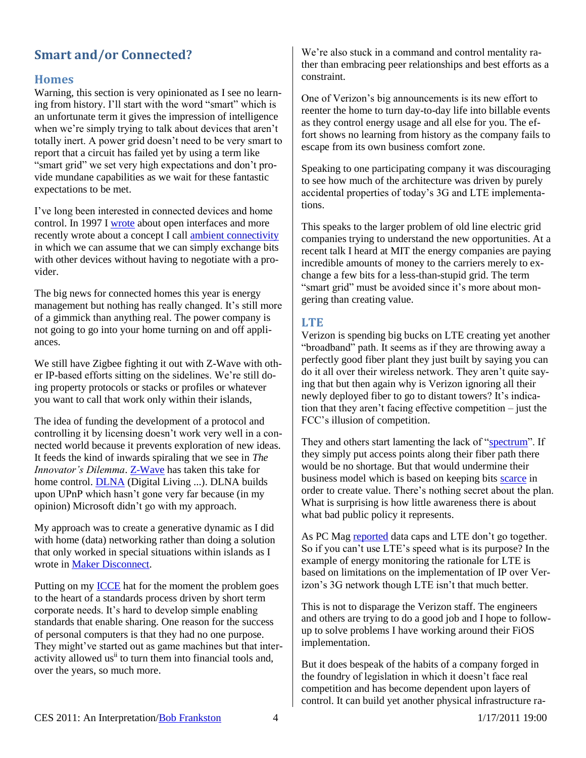## Smart and/or Connected?

### Homes

Warning, this section is very opinionated as I see no learning from history. I'll start with the word "smart" which is an unfortunate term it gives the impression of intelligence when we're simply trying to talk about devices that aren't totally inert. A power grid doesn't need to be very smart to report that a circuit has failed yet by using a term like "smart grid" we set very high expectations and don't provide mundane capabilities as we wait for these fantastic expectations to be met.

I've long been interested in connected devices and home control. In 1997 I wrote about open interfaces and more recently wrote about a concept I call ambient connectivity in which we can assume that we can simply exchange bits with other devices without having to negotiate with a provider.

The big news for connected homes this year is energy management but nothing has really changed. It's still more of a gimmick than anything real. The power company is not going to go into your home turning on and off appliances.

We still have Zigbee fighting it out with Z-Wave with other IP-based efforts sitting on the sidelines. We're still doing property protocols or stacks or profiles or whatever you want to call that work only within their islands,

The idea of funding the development of a protocol and controlling it by licensing doesn't work very well in a connected world because it prevents exploration of new ideas. It feeds the kind of inwards spiraling that we see in *The Innovator's Dilemma*. Z-Wave has taken this take for home control. DLNA (Digital Living ...). DLNA builds upon UPnP which hasn't gone very far because (in my opinion) Microsoft didn't go with my approach.

My approach was to create a generative dynamic as I did with home (data) networking rather than doing a solution that only worked in special situations within islands as I wrote in Maker Disconnect.

Putting on my ICCE hat for the moment the problem goes to the heart of a standards process driven by short term corporate needs. It's hard to develop simple enabling standards that enable sharing. One reason for the success of personal computers is that they had no one purpose. They might've started out as game machines but that interactivity allowed us[ii] to turn them into financial tools and, over the years, so much more.

We're also stuck in a command and control mentality rather than embracing peer relationships and best efforts as a constraint.

One of Verizon's big announcements is its new effort to reenter the home to turn day-to-day life into billable events as they control energy usage and all else for you. The effort shows no learning from history as the company fails to escape from its own business comfort zone.

Speaking to one participating company it was discouraging to see how much of the architecture was driven by purely accidental properties of today's 3G and LTE implementations.

This speaks to the larger problem of old line electric grid companies trying to understand the new opportunities. At a recent talk I heard at MIT the energy companies are paying incredible amounts of money to the carriers merely to exchange a few bits for a less-than-stupid grid. The term "smart grid" must be avoided since it's more about mongering than creating value.

### LTE

Verizon is spending big bucks on LTE creating yet another "broadband" path. It seems as if they are throwing away a perfectly good fiber plant they just built by saying you can do it all over their wireless network. They aren't quite saying that but then again why is Verizon ignoring all their newly deployed fiber to go to distant towers? It's indication that they aren't facing effective competition – just the FCC's illusion of competition.

They and others start lamenting the lack of "spectrum". If they simply put access points along their fiber path there would be no shortage. But that would undermine their business model which is based on keeping bits scarce in order to create value. There's nothing secret about the plan. What is surprising is how little awareness there is about what bad public policy it represents.

As PC Mag reported data caps and LTE don't go together. So if you can't use LTE's speed what is its purpose? In the example of energy monitoring the rationale for LTE is based on limitations on the implementation of IP over Verizon's 3G network though LTE isn't that much better.

This is not to disparage the Verizon staff. The engineers and others are trying to do a good job and I hope to follow-up to solve problems I have working around their FiOS implementation.

But it does bespeak of the habits of a company forged in the foundry of legislation in which it doesn't face real competition and has become dependent upon layers of control. It can build yet another physical infrastructure ra-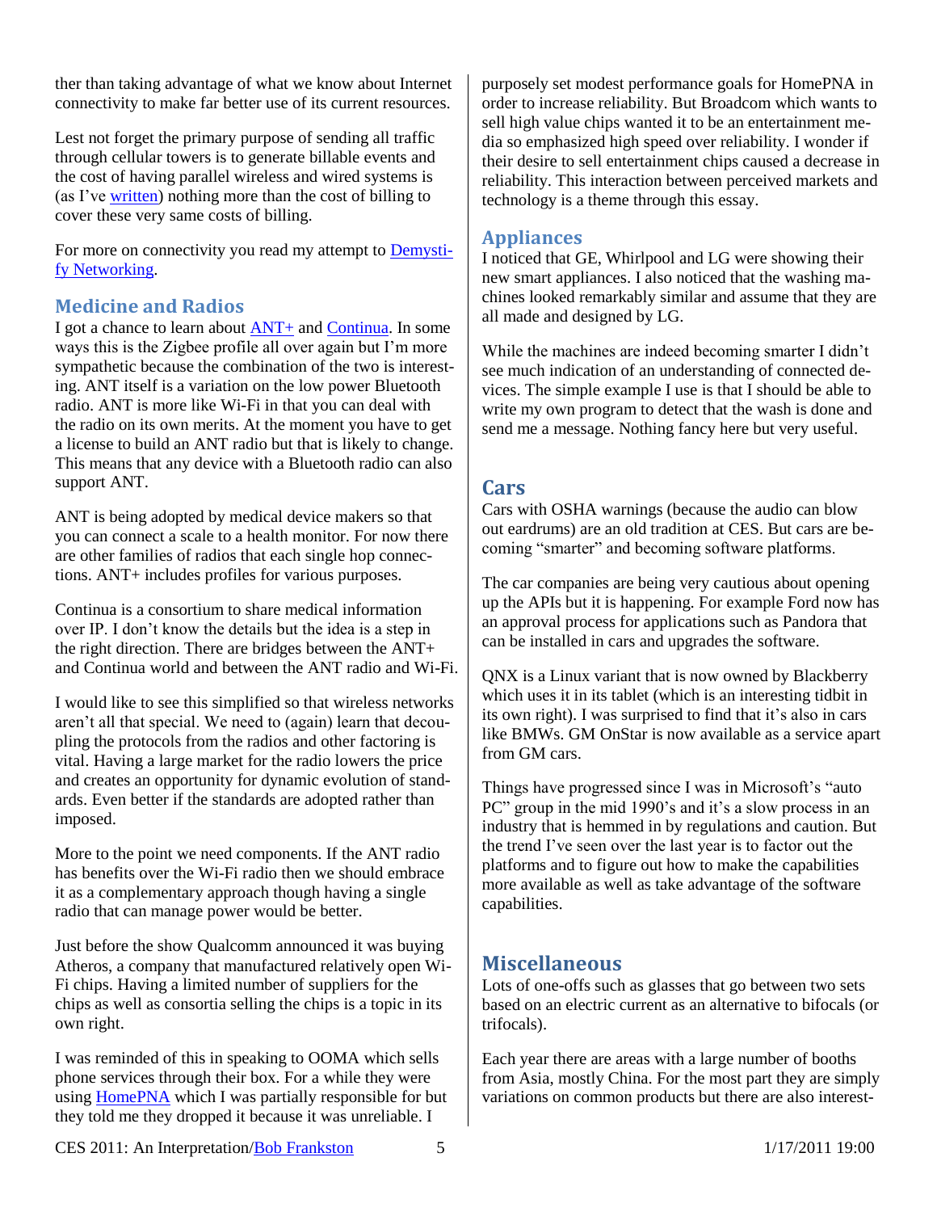ther than taking advantage of what we know about Internet connectivity to make far better use of its current resources.

Lest not forget the primary purpose of sending all traffic through cellular towers is to generate billable events and the cost of having parallel wireless and wired systems is (as I've written) nothing more than the cost of billing to cover these very same costs of billing.

For more on connectivity you read my attempt to Demystify Networking.

## Medicine and Radios

I got a chance to learn about ANT+ and Continua. In some ways this is the Zigbee profile all over again but I'm more sympathetic because the combination of the two is interesting. ANT itself is a variation on the low power Bluetooth radio. ANT is more like Wi-Fi in that you can deal with the radio on its own merits. At the moment you have to get a license to build an ANT radio but that is likely to change. This means that any device with a Bluetooth radio can also support ANT.

ANT is being adopted by medical device makers so that you can connect a scale to a health monitor. For now there are other families of radios that each single hop connections. ANT+ includes profiles for various purposes.

Continua is a consortium to share medical information over IP. I don't know the details but the idea is a step in the right direction. There are bridges between the ANT+ and Continua world and between the ANT radio and Wi-Fi.

I would like to see this simplified so that wireless networks aren't all that special. We need to (again) learn that decoupling the protocols from the radios and other factoring is vital. Having a large market for the radio lowers the price and creates an opportunity for dynamic evolution of standards. Even better if the standards are adopted rather than imposed.

More to the point we need components. If the ANT radio has benefits over the Wi-Fi radio then we should embrace it as a complementary approach though having a single radio that can manage power would be better.

Just before the show Qualcomm announced it was buying Atheros, a company that manufactured relatively open Wi-Fi chips. Having a limited number of suppliers for the chips as well as consortia selling the chips is a topic in its own right.

I was reminded of this in speaking to OOMA which sells phone services through their box. For a while they were using HomePNA which I was partially responsible for but they told me they dropped it because it was unreliable. I purposely set modest performance goals for HomePNA in order to increase reliability. But Broadcom which wants to sell high value chips wanted it to be an entertainment media so emphasized high speed over reliability. I wonder if their desire to sell entertainment chips caused a decrease in reliability. This interaction between perceived markets and technology is a theme through this essay.

## Appliances

I noticed that GE, Whirlpool and LG were showing their new smart appliances. I also noticed that the washing machines looked remarkably similar and assume that they are all made and designed by LG.

While the machines are indeed becoming smarter I didn't see much indication of an understanding of connected devices. The simple example I use is that I should be able to write my own program to detect that the wash is done and send me a message. Nothing fancy here but very useful.

## Cars

Cars with OSHA warnings (because the audio can blow out eardrums) are an old tradition at CES. But cars are becoming "smarter" and becoming software platforms.

The car companies are being very cautious about opening up the APIs but it is happening. For example Ford now has an approval process for applications such as Pandora that can be installed in cars and upgrades the software.

QNX is a Linux variant that is now owned by Blackberry which uses it in its tablet (which is an interesting tidbit in its own right). I was surprised to find that it's also in cars like BMWs. GM OnStar is now available as a service apart from GM cars.

Things have progressed since I was in Microsoft's "auto PC" group in the mid 1990's and it's a slow process in an industry that is hemmed in by regulations and caution. But the trend I've seen over the last year is to factor out the platforms and to figure out how to make the capabilities more available as well as take advantage of the software capabilities.

## Miscellaneous

Lots of one-offs such as glasses that go between two sets based on an electric current as an alternative to bifocals (or trifocals).

Each year there are areas with a large number of booths from Asia, mostly China. For the most part they are simply variations on common products but there are also interest-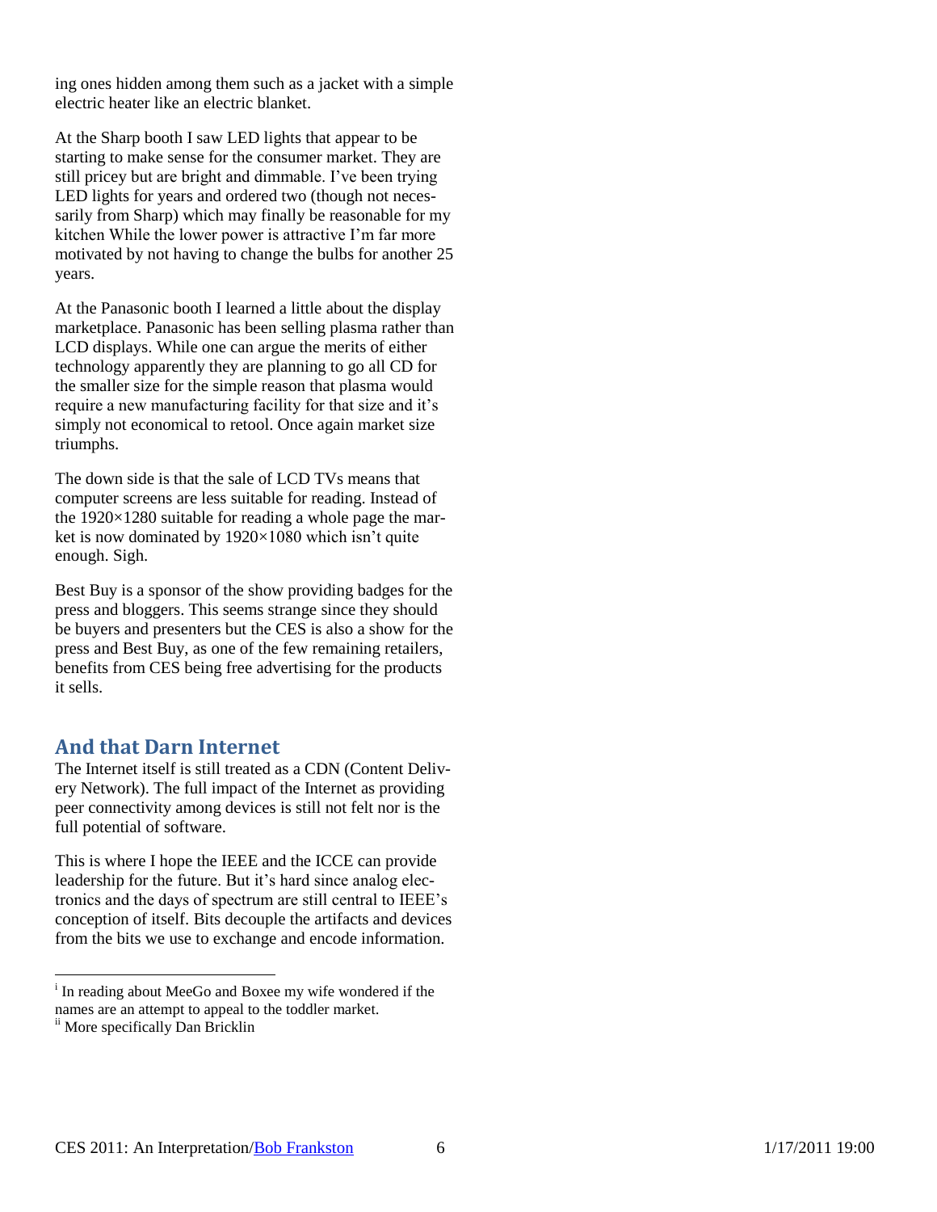ing ones hidden among them such as a jacket with a simple electric heater like an electric blanket.

At the Sharp booth I saw LED lights that appear to be starting to make sense for the consumer market. They are still pricey but are bright and dimmable. I've been trying LED lights for years and ordered two (though not necessarily from Sharp) which may finally be reasonable for my kitchen While the lower power is attractive I'm far more motivated by not having to change the bulbs for another 25 years.

At the Panasonic booth I learned a little about the display marketplace. Panasonic has been selling plasma rather than LCD displays. While one can argue the merits of either technology apparently they are planning to go all CD for the smaller size for the simple reason that plasma would require a new manufacturing facility for that size and it's simply not economical to retool. Once again market size triumphs.

The down side is that the sale of LCD TVs means that computer screens are less suitable for reading. Instead of the 1920×1280 suitable for reading a whole page the market is now dominated by 1920×1080 which isn't quite enough. Sigh.

Best Buy is a sponsor of the show providing badges for the press and bloggers. This seems strange since they should be buyers and presenters but the CES is also a show for the press and Best Buy, as one of the few remaining retailers, benefits from CES being free advertising for the products it sells.

## And that Darn Internet

The Internet itself is still treated as a CDN (Content Delivery Network). The full impact of the Internet as providing peer connectivity among devices is still not felt nor is the full potential of software.

This is where I hope the IEEE and the ICCE can provide leadership for the future. But it's hard since analog electronics and the days of spectrum are still central to IEEE's conception of itself. Bits decouple the artifacts and devices from the bits we use to exchange and encode information.

---

[i] In reading about MeeGo and Boxee my wife wondered if the names are an attempt to appeal to the toddler market.

[ii] More specifically Dan Bricklin